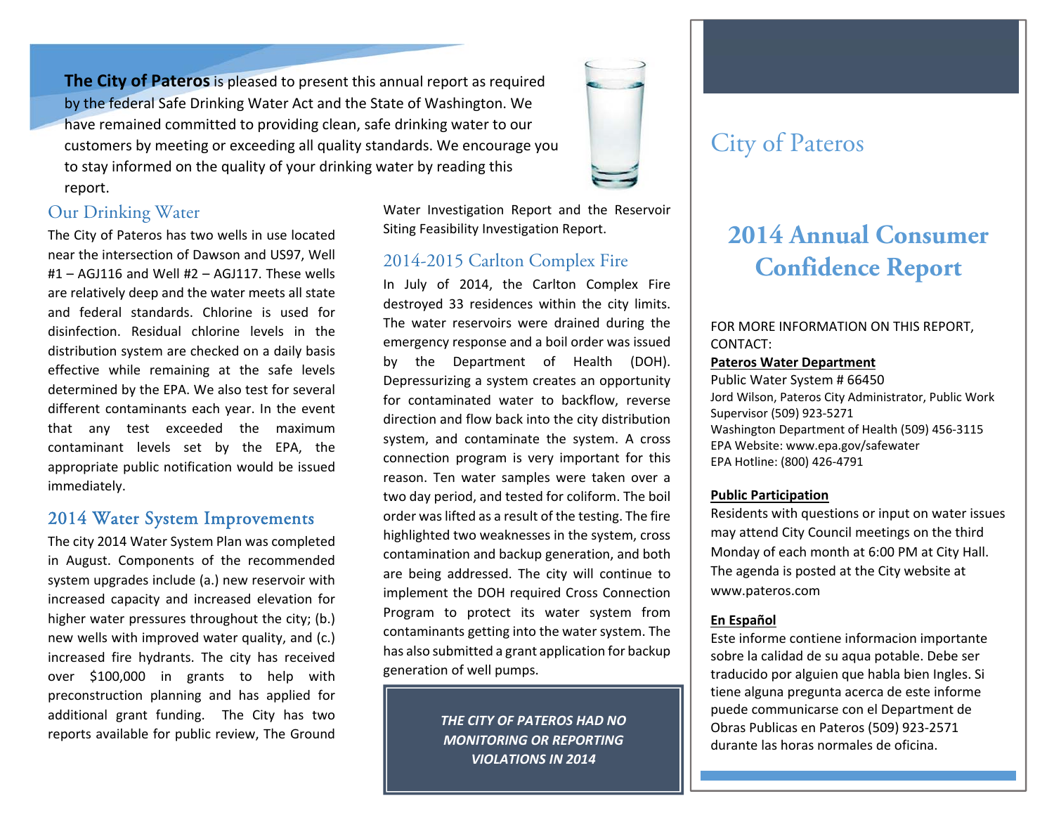**The City of Pateros** is pleased to present this annual report as required by the federal Safe Drinking Water Act and the State of Washington. We have remained committed to providing clean, safe drinking water to our customers by meeting or exceeding all quality standards. We encourage you to stay informed on the quality of your drinking water by reading this report.

## Our Drinking Water

The City of Pateros has two wells in use located near the intersection of Dawson and US97, Well #1 – AGJ116 and Well #2 – AGJ117. These wells are relatively deep and the water meets all state and federal standards. Chlorine is used for disinfection. Residual chlorine levels in the distribution system are checked on a daily basis effective while remaining at the safe levels determined by the EPA. We also test for several different contaminants each year. In the event that any test exceeded the maximum contaminant levels set by the EPA, the appropriate public notification would be issued immediately.

## 2014 Water System Improvements

The city 2014 Water System Plan was completed in August. Components of the recommended system upgrades include (a.) new reservoir with increased capacity and increased elevation for higher water pressures throughout the city; (b.) new wells with improved water quality, and (c.) increased fire hydrants. The city has received over $100,000 in grants to help with preconstruction planning and has applied for additional grant funding. The City has two reports available for public review, The Ground Water Investigation Report and the Reservoir Siting Feasibility Investigation Report.

## 2014-2015 Carlton Complex Fire

In July of 2014, the Carlton Complex Fire destroyed 33 residences within the city limits. The water reservoirs were drained during the emergency response and a boil order was issued by the Department of Health (DOH). Depressurizing a system creates an opportunity for contaminated water to backflow, reverse direction and flow back into the city distribution system, and contaminate the system. A cross connection program is very important for this reason. Ten water samples were taken over a two day period, and tested for coliform. The boil order was lifted as a result of the testing. The fire highlighted two weaknesses in the system, cross contamination and backup generation, and both are being addressed. The city will continue to implement the DOH required Cross Connection Program to protect its water system from contaminants getting into the water system. The has also submitted a grant application for backup generation of well pumps.

***THE CITY OF PATEROS HAD NO MONITORING OR REPORTING VIOLATIONS IN 2014***

# City of Pateros

# 2014 Annual Consumer Confidence Report

FOR MORE INFORMATION ON THIS REPORT, CONTACT:

**Pateros Water Department**

Public Water System # 66450

Jord Wilson, Pateros City Administrator, Public Work Supervisor (509) 923-5271

Washington Department of Health (509) 456-3115

EPA Website: www.epa.gov/safewater

EPA Hotline: (800) 426-4791

**Public Participation**

Residents with questions or input on water issues may attend City Council meetings on the third Monday of each month at 6:00 PM at City Hall. The agenda is posted at the City website at www.pateros.com

**En Español**

Este informe contiene informacion importante sobre la calidad de su aqua potable. Debe ser traducido por alguien que habla bien Ingles. Si tiene alguna pregunta acerca de este informe puede communicarse con el Department de Obras Publicas en Pateros (509) 923-2571 durante las horas normales de oficina.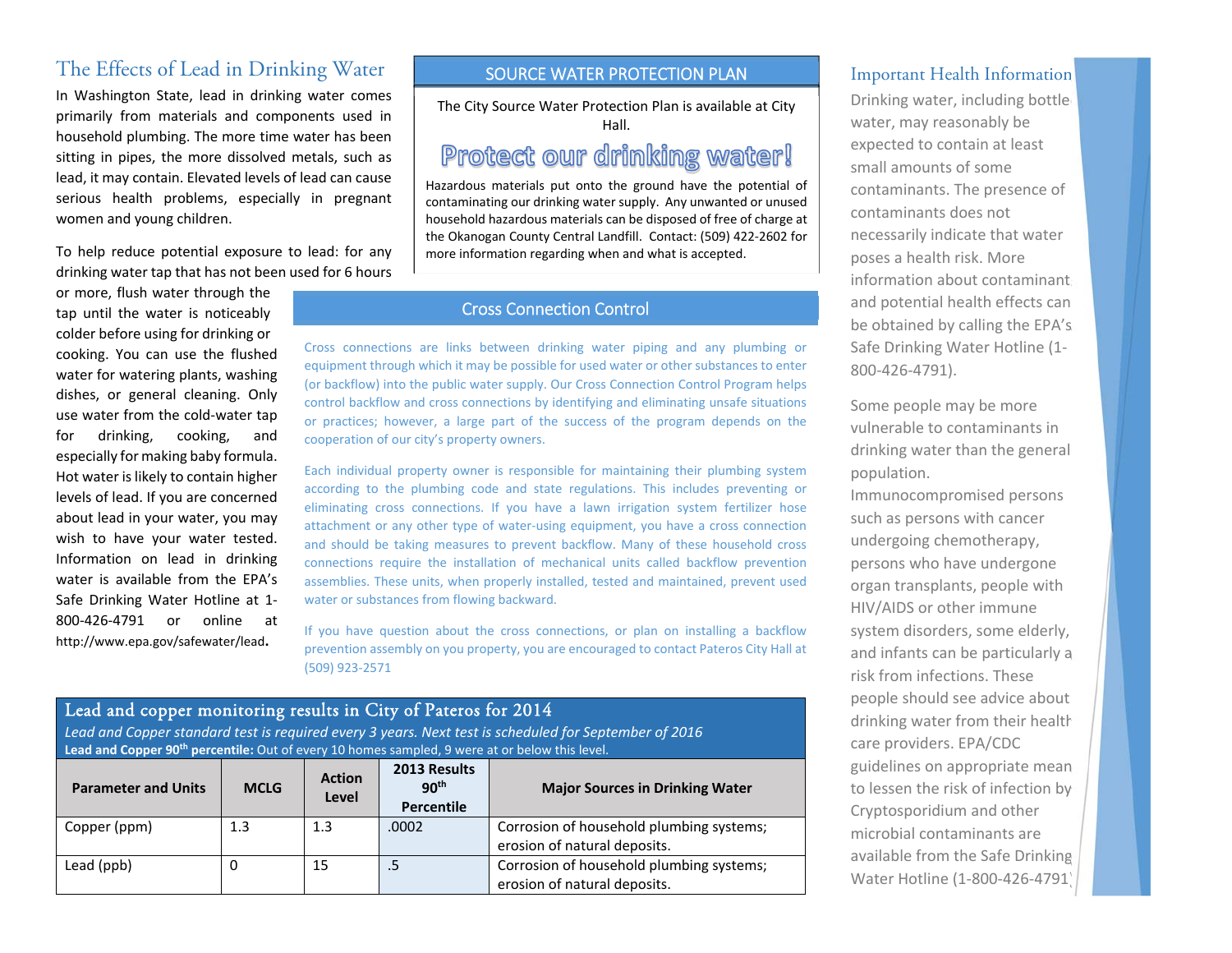## The Effects of Lead in Drinking Water

In Washington State, lead in drinking water comes primarily from materials and components used in household plumbing. The more time water has been sitting in pipes, the more dissolved metals, such as lead, it may contain. Elevated levels of lead can cause serious health problems, especially in pregnant women and young children.

To help reduce potential exposure to lead: for any drinking water tap that has not been used for 6 hours or more, flush water through the tap until the water is noticeably colder before using for drinking or cooking. You can use the flushed water for watering plants, washing dishes, or general cleaning. Only use water from the cold-water tap for drinking, cooking, and especially for making baby formula. Hot water is likely to contain higher levels of lead. If you are concerned about lead in your water, you may wish to have your water tested. Information on lead in drinking water is available from the EPA's Safe Drinking Water Hotline at 1-800-426-4791 or online at http://www.epa.gov/safewater/lead.

## SOURCE WATER PROTECTION PLAN

The City Source Water Protection Plan is available at City Hall.

**Protect our drinking water!**

Hazardous materials put onto the ground have the potential of contaminating our drinking water supply. Any unwanted or unused household hazardous materials can be disposed of free of charge at the Okanogan County Central Landfill. Contact: (509) 422-2602 for more information regarding when and what is accepted.

## Cross Connection Control

Cross connections are links between drinking water piping and any plumbing or equipment through which it may be possible for used water or other substances to enter (or backflow) into the public water supply. Our Cross Connection Control Program helps control backflow and cross connections by identifying and eliminating unsafe situations or practices; however, a large part of the success of the program depends on the cooperation of our city's property owners.

Each individual property owner is responsible for maintaining their plumbing system according to the plumbing code and state regulations. This includes preventing or eliminating cross connections. If you have a lawn irrigation system fertilizer hose attachment or any other type of water-using equipment, you have a cross connection and should be taking measures to prevent backflow. Many of these household cross connections require the installation of mechanical units called backflow prevention assemblies. These units, when properly installed, tested and maintained, prevent used water or substances from flowing backward.

If you have question about the cross connections, or plan on installing a backflow prevention assembly on you property, you are encouraged to contact Pateros City Hall at (509) 923-2571

## Lead and copper monitoring results in City of Pateros for 2014

*Lead and Copper standard test is required every 3 years. Next test is scheduled for September of 2016*

**Lead and Copper 90th percentile:** Out of every 10 homes sampled, 9 were at or below this level.

| Parameter and Units | MCLG | Action Level | 2013 Results 90th Percentile | Major Sources in Drinking Water |
|---|---|---|---|---|
| Copper (ppm) | 1.3 | 1.3 | .0002 | Corrosion of household plumbing systems; erosion of natural deposits. |
| Lead (ppb) | 0 | 15 | .5 | Corrosion of household plumbing systems; erosion of natural deposits. |

## Important Health Information

Drinking water, including bottled water, may reasonably be expected to contain at least small amounts of some contaminants. The presence of contaminants does not necessarily indicate that water poses a health risk. More information about contaminants and potential health effects can be obtained by calling the EPA's Safe Drinking Water Hotline (1-800-426-4791).

Some people may be more vulnerable to contaminants in drinking water than the general population. Immunocompromised persons such as persons with cancer undergoing chemotherapy, persons who have undergone organ transplants, people with HIV/AIDS or other immune system disorders, some elderly, and infants can be particularly at risk from infections. These people should see advice about drinking water from their health care providers. EPA/CDC guidelines on appropriate means to lessen the risk of infection by Cryptosporidium and other microbial contaminants are available from the Safe Drinking Water Hotline (1-800-426-4791).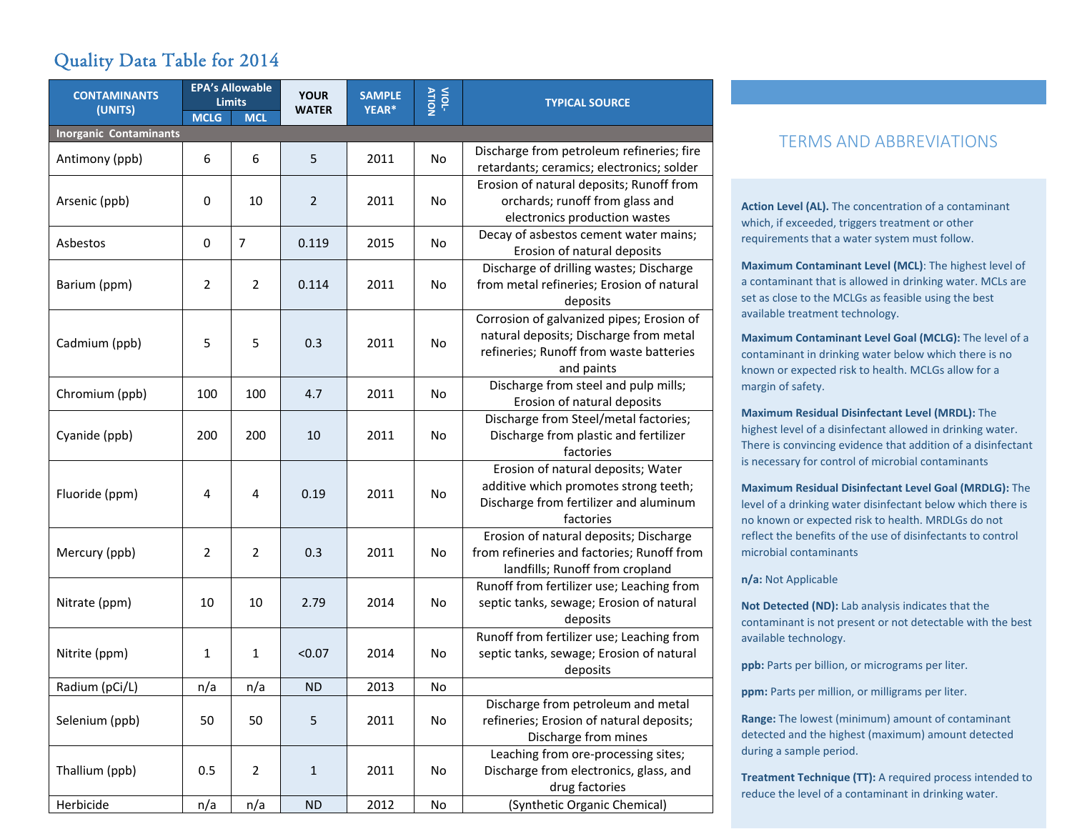## Quality Data Table for 2014

| CONTAMINANTS (UNITS) | EPA's Allowable Limits | | YOUR WATER | SAMPLE YEAR* | VIOLATION | TYPICAL SOURCE |
|---|---|---|---|---|---|---|
| | MCLG | MCL | | | | |
| **Inorganic Contaminants** | | | | | | |
| Antimony (ppb) | 6 | 6 | 5 | 2011 | No | Discharge from petroleum refineries; fire retardants; ceramics; electronics; solder |
| Arsenic (ppb) | 0 | 10 | 2 | 2011 | No | Erosion of natural deposits; Runoff from orchards; runoff from glass and electronics production wastes |
| Asbestos | 0 | 7 | 0.119 | 2015 | No | Decay of asbestos cement water mains; Erosion of natural deposits |
| Barium (ppm) | 2 | 2 | 0.114 | 2011 | No | Discharge of drilling wastes; Discharge from metal refineries; Erosion of natural deposits |
| Cadmium (ppb) | 5 | 5 | 0.3 | 2011 | No | Corrosion of galvanized pipes; Erosion of natural deposits; Discharge from metal refineries; Runoff from waste batteries and paints |
| Chromium (ppb) | 100 | 100 | 4.7 | 2011 | No | Discharge from steel and pulp mills; Erosion of natural deposits |
| Cyanide (ppb) | 200 | 200 | 10 | 2011 | No | Discharge from Steel/metal factories; Discharge from plastic and fertilizer factories |
| Fluoride (ppm) | 4 | 4 | 0.19 | 2011 | No | Erosion of natural deposits; Water additive which promotes strong teeth; Discharge from fertilizer and aluminum factories |
| Mercury (ppb) | 2 | 2 | 0.3 | 2011 | No | Erosion of natural deposits; Discharge from refineries and factories; Runoff from landfills; Runoff from cropland |
| Nitrate (ppm) | 10 | 10 | 2.79 | 2014 | No | Runoff from fertilizer use; Leaching from septic tanks, sewage; Erosion of natural deposits |
| Nitrite (ppm) | 1 | 1 | <0.07 | 2014 | No | Runoff from fertilizer use; Leaching from septic tanks, sewage; Erosion of natural deposits |
| Radium (pCi/L) | n/a | n/a | ND | 2013 | No | |
| Selenium (ppb) | 50 | 50 | 5 | 2011 | No | Discharge from petroleum and metal refineries; Erosion of natural deposits; Discharge from mines |
| Thallium (ppb) | 0.5 | 2 | 1 | 2011 | No | Leaching from ore-processing sites; Discharge from electronics, glass, and drug factories |
| Herbicide | n/a | n/a | ND | 2012 | No | (Synthetic Organic Chemical) |

## TERMS AND ABBREVIATIONS

**Action Level (AL).** The concentration of a contaminant which, if exceeded, triggers treatment or other requirements that a water system must follow.

**Maximum Contaminant Level (MCL)**: The highest level of a contaminant that is allowed in drinking water. MCLs are set as close to the MCLGs as feasible using the best available treatment technology.

**Maximum Contaminant Level Goal (MCLG)**: The level of a contaminant in drinking water below which there is no known or expected risk to health. MCLGs allow for a margin of safety.

**Maximum Residual Disinfectant Level (MRDL):** The highest level of a disinfectant allowed in drinking water. There is convincing evidence that addition of a disinfectant is necessary for control of microbial contaminants

**Maximum Residual Disinfectant Level Goal (MRDLG):** The level of a drinking water disinfectant below which there is no known or expected risk to health. MRDLGs do not reflect the benefits of the use of disinfectants to control microbial contaminants

**n/a:** Not Applicable

**Not Detected (ND):** Lab analysis indicates that the contaminant is not present or not detectable with the best available technology.

**ppb:** Parts per billion, or micrograms per liter.

**ppm:** Parts per million, or milligrams per liter.

**Range:** The lowest (minimum) amount of contaminant detected and the highest (maximum) amount detected during a sample period.

**Treatment Technique (TT):** A required process intended to reduce the level of a contaminant in drinking water.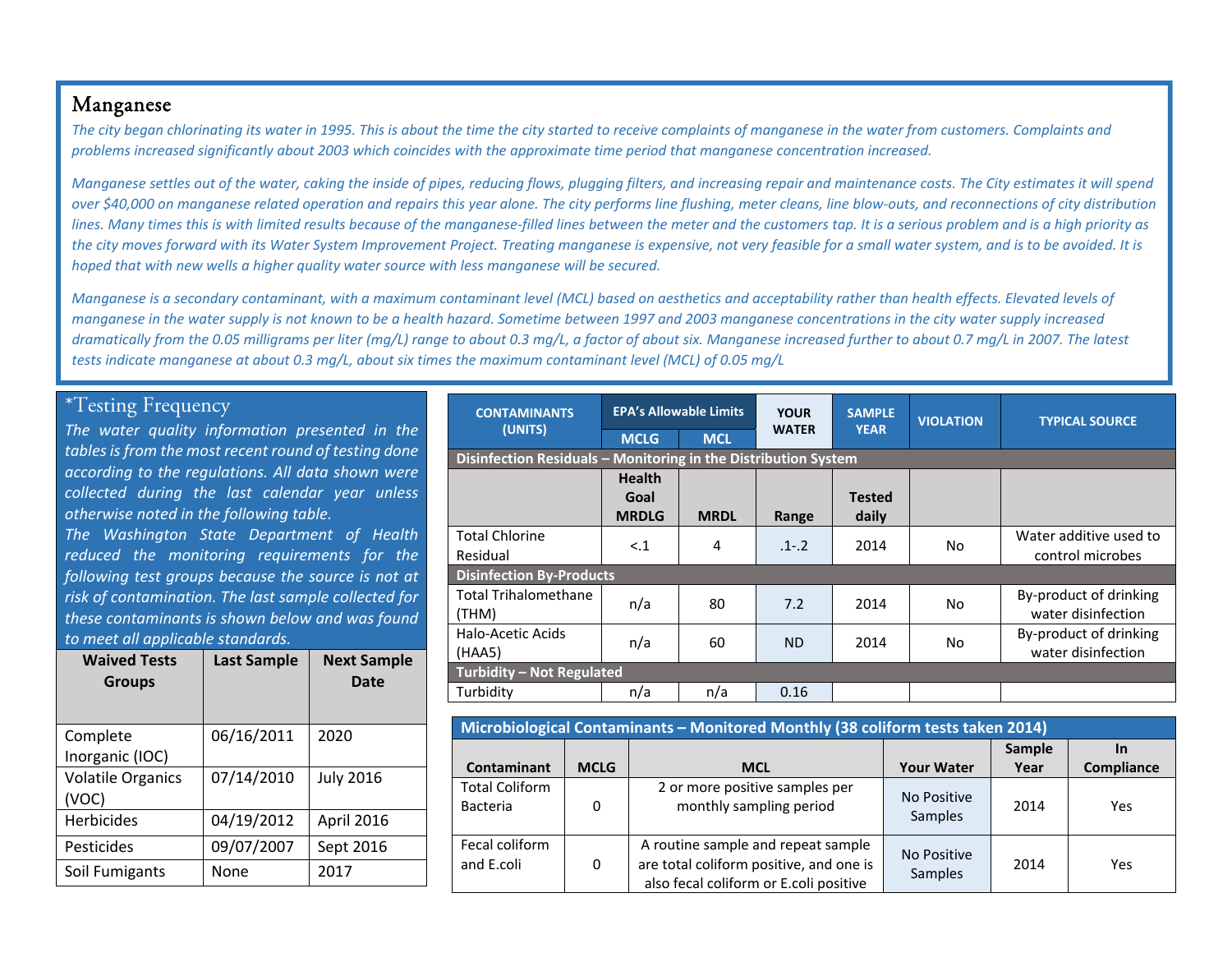## Manganese

*The city began chlorinating its water in 1995. This is about the time the city started to receive complaints of manganese in the water from customers. Complaints and problems increased significantly about 2003 which coincides with the approximate time period that manganese concentration increased.*

*Manganese settles out of the water, caking the inside of pipes, reducing flows, plugging filters, and increasing repair and maintenance costs. The City estimates it will spend over $40,000 on manganese related operation and repairs this year alone. The city performs line flushing, meter cleans, line blow-outs, and reconnections of city distribution lines. Many times this is with limited results because of the manganese-filled lines between the meter and the customers tap. It is a serious problem and is a high priority as the city moves forward with its Water System Improvement Project. Treating manganese is expensive, not very feasible for a small water system, and is to be avoided. It is hoped that with new wells a higher quality water source with less manganese will be secured.*

*Manganese is a secondary contaminant, with a maximum contaminant level (MCL) based on aesthetics and acceptability rather than health effects. Elevated levels of manganese in the water supply is not known to be a health hazard. Sometime between 1997 and 2003 manganese concentrations in the city water supply increased dramatically from the 0.05 milligrams per liter (mg/L) range to about 0.3 mg/L, a factor of about six. Manganese increased further to about 0.7 mg/L in 2007. The latest tests indicate manganese at about 0.3 mg/L, about six times the maximum contaminant level (MCL) of 0.05 mg/L*

## *Testing Frequency

*The water quality information presented in the tables is from the most recent round of testing done according to the regulations. All data shown were collected during the last calendar year unless otherwise noted in the following table.*

*The Washington State Department of Health reduced the monitoring requirements for the following test groups because the source is not at risk of contamination. The last sample collected for these contaminants is shown below and was found to meet all applicable standards.*

| Waived Tests Groups | Last Sample | Next Sample Date |
|---|---|---|
| Complete Inorganic (IOC) | 06/16/2011 | 2020 |
| Volatile Organics (VOC) | 07/14/2010 | July 2016 |
| Herbicides | 04/19/2012 | April 2016 |
| Pesticides | 09/07/2007 | Sept 2016 |
| Soil Fumigants | None | 2017 |

| CONTAMINANTS (UNITS) | EPA's Allowable Limits | | YOUR WATER | SAMPLE YEAR | VIOLATION | TYPICAL SOURCE |
|---|---|---|---|---|---|---|
| | MCLG | MCL | | | | |
| **Disinfection Residuals – Monitoring in the Distribution System** | | | | | | |
| | Health Goal MRDLG | MRDL | Range | Tested daily | | |
| Total Chlorine Residual | <.1 | 4 | .1-.2 | 2014 | No | Water additive used to control microbes |
| **Disinfection By-Products** | | | | | | |
| Total Trihalomethane (THM) | n/a | 80 | 7.2 | 2014 | No | By-product of drinking water disinfection |
| Halo-Acetic Acids (HAA5) | n/a | 60 | ND | 2014 | No | By-product of drinking water disinfection |
| **Turbidity – Not Regulated** | | | | | | |
| Turbidity | n/a | n/a | 0.16 | | | |

**Microbiological Contaminants – Monitored Monthly (38 coliform tests taken 2014)**

| Contaminant | MCLG | MCL | Your Water | Sample Year | In Compliance |
|---|---|---|---|---|---|
| Total Coliform Bacteria | 0 | 2 or more positive samples per monthly sampling period | No Positive Samples | 2014 | Yes |
| Fecal coliform and E.coli | 0 | A routine sample and repeat sample are total coliform positive, and one is also fecal coliform or E.coli positive | No Positive Samples | 2014 | Yes |